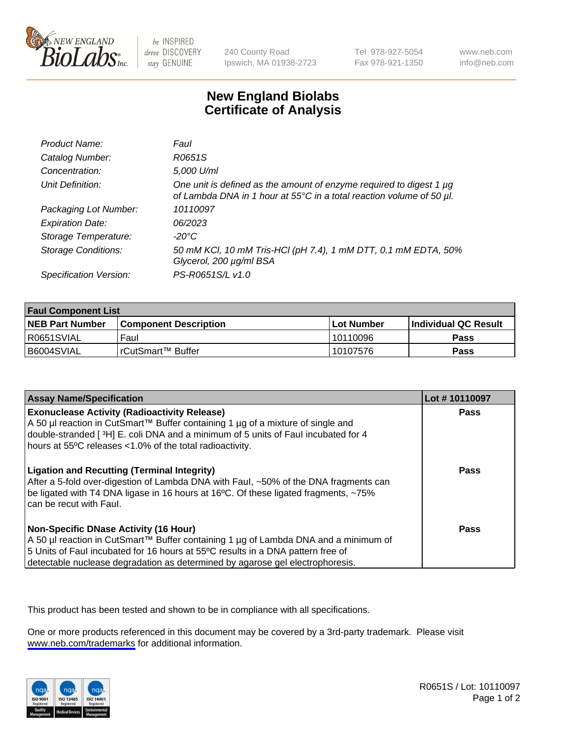# New England Biolabs Certificate of Analysis

| | |
|---|---|
| *Product Name:* | *FauI* |
| *Catalog Number:* | *R0651S* |
| *Concentration:* | *5,000 U/ml* |
| *Unit Definition:* | *One unit is defined as the amount of enzyme required to digest 1 µg of Lambda DNA in 1 hour at 55°C in a total reaction volume of 50 µl.* |
| *Packaging Lot Number:* | *10110097* |
| *Expiration Date:* | *06/2023* |
| *Storage Temperature:* | *-20°C* |
| *Storage Conditions:* | *50 mM KCl, 10 mM Tris-HCl (pH 7.4), 1 mM DTT, 0.1 mM EDTA, 50% Glycerol, 200 µg/ml BSA* |
| *Specification Version:* | *PS-R0651S/L v1.0* |

| **FauI Component List** | | | |
|---|---|---|---|
| **NEB Part Number** | **Component Description** | **Lot Number** | **Individual QC Result** |
| R0651SVIAL | FauI | 10110096 | **Pass** |
| B6004SVIAL | rCutSmart™ Buffer | 10107576 | **Pass** |

| **Assay Name/Specification** | **Lot # 10110097** |
|---|---|
| **Exonuclease Activity (Radioactivity Release)** A 50 µl reaction in CutSmart™ Buffer containing 1 µg of a mixture of single and double-stranded [ $^3$H] E. coli DNA and a minimum of 5 units of FauI incubated for 4 hours at 55ºC releases <1.0% of the total radioactivity. | **Pass** |
| **Ligation and Recutting (Terminal Integrity)** After a 5-fold over-digestion of Lambda DNA with FauI, ~50% of the DNA fragments can be ligated with T4 DNA ligase in 16 hours at 16ºC. Of these ligated fragments, ~75% can be recut with FauI. | **Pass** |
| **Non-Specific DNase Activity (16 Hour)** A 50 µl reaction in CutSmart™ Buffer containing 1 µg of Lambda DNA and a minimum of 5 Units of FauI incubated for 16 hours at 55ºC results in a DNA pattern free of detectable nuclease degradation as determined by agarose gel electrophoresis. | **Pass** |

This product has been tested and shown to be in compliance with all specifications.

One or more products referenced in this document may be covered by a 3rd-party trademark. Please visit www.neb.com/trademarks for additional information.

R0651S / Lot: 10110097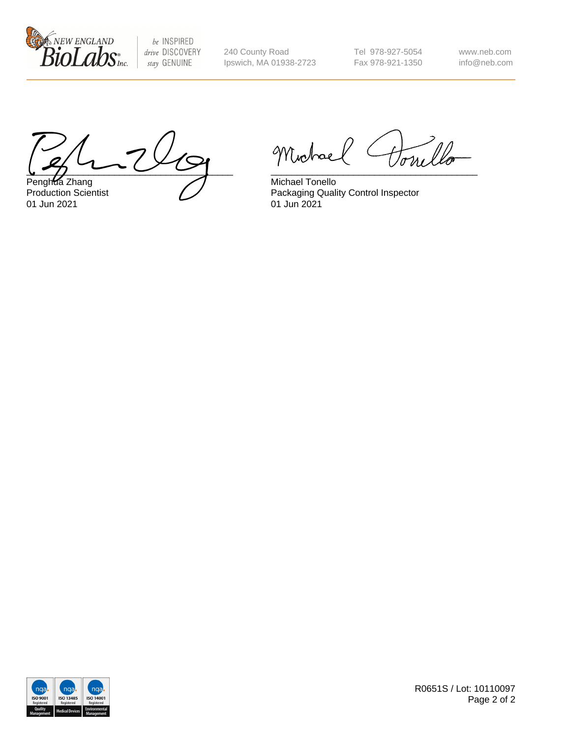NEW ENGLAND BioLabs Inc.

be INSPIRED drive DISCOVERY stay GENUINE

240 County Road
Ipswich, MA 01938-2723

Tel 978-927-5054
Fax 978-921-1350

www.neb.com
info@neb.com

Penghua Zhang
Production Scientist
01 Jun 2021

Michael Tonello
Packaging Quality Control Inspector
01 Jun 2021

nqa ISO 9001 Registered Quality Management | nqa ISO 13485 Registered Medical Devices | nqa ISO 14001 Registered Environmental Management

R0651S / Lot: 10110097